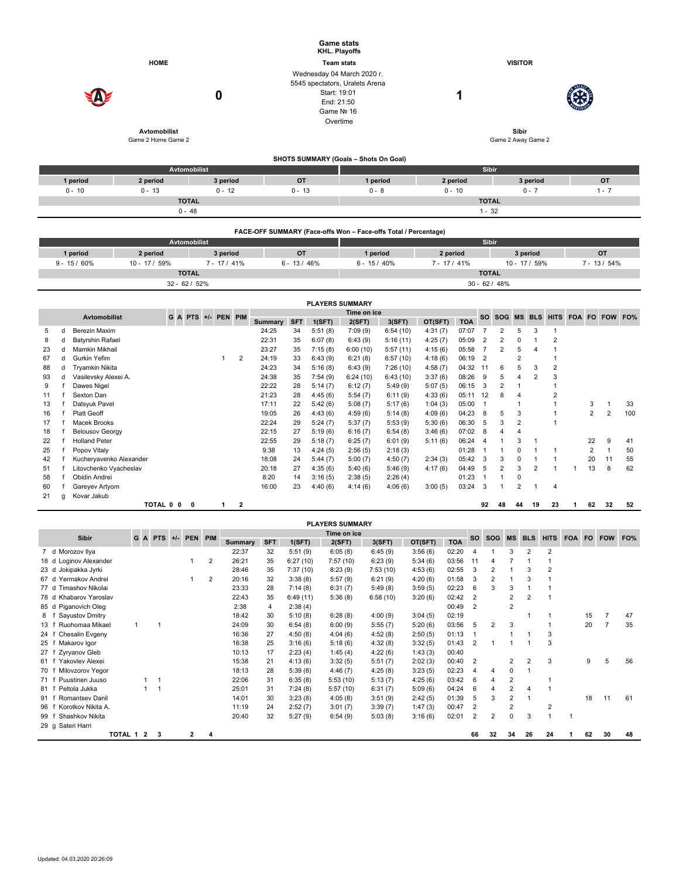# Game stats
## KHL. Playoffs

**HOME** — **Team stats** — **VISITOR**

Wednesday 04 March 2020 г.
5545 spectators, Uralets Arena
Start: 19:01
End: 21:50
Game № 16
Overtime

**Avtomobilist** 0 — 1 **Sibir**

Avtomobilist: Game 2 Home Game 2

Sibir: Game 2 Away Game 2

### SHOTS SUMMARY (Goals – Shots On Goal)

| Avtomobilist | | | | Sibir | | | |
|---|---|---|---|---|---|---|---|
| 1 period | 2 period | 3 period | OT | 1 period | 2 period | 3 period | OT |
| 0 - 10 | 0 - 13 | 0 - 12 | 0 - 13 | 0 - 8 | 0 - 10 | 0 - 7 | 1 - 7 |
| TOTAL | | | | TOTAL | | | |
| 0 - 48 | | | | 1 - 32 | | | |

### FACE-OFF SUMMARY (Face-offs Won – Face-offs Total / Percentage)

| Avtomobilist | | | | Sibir | | | |
|---|---|---|---|---|---|---|---|
| 1 period | 2 period | 3 period | OT | 1 period | 2 period | 3 period | OT |
| 9 - 15 / 60% | 10 - 17 / 59% | 7 - 17 / 41% | 6 - 13 / 46% | 6 - 15 / 40% | 7 - 17 / 41% | 10 - 17 / 59% | 7 - 13 / 54% |
| TOTAL | | | | TOTAL | | | |
| 32 - 62 / 52% | | | | 30 - 62 / 48% | | | |

### PLAYERS SUMMARY

| # | | Avtomobilist | G | A | PTS | +/- | PEN | PIM | Summary | SFT | 1(SFT) | 2(SFT) | 3(SFT) | OT(SFT) | TOA | SO | SOG | MS | BLS | HITS | FOA | FO | FOW | FO% |
|---|---|---|---|---|---|---|---|---|---|---|---|---|---|---|---|---|---|---|---|---|---|---|---|---|
| 5 | d | Berezin Maxim | | | | | | | 24:25 | 34 | 5:51 (8) | 7:09 (9) | 6:54 (10) | 4:31 (7) | 07:07 | 7 | 2 | 5 | 3 | 1 | | | | |
| 8 | d | Batyrshin Rafael | | | | | | | 22:31 | 35 | 6:07 (8) | 6:43 (9) | 5:16 (11) | 4:25 (7) | 05:09 | 2 | 2 | 0 | 1 | 2 | | | | |
| 23 | d | Mamkin Mikhail | | | | | | | 23:27 | 35 | 7:15 (8) | 6:00 (10) | 5:57 (11) | 4:15 (6) | 05:58 | 7 | 2 | 5 | 4 | 1 | | | | |
| 67 | d | Gurkin Yefim | | | | | 1 | 2 | 24:19 | 33 | 6:43 (9) | 6:21 (8) | 6:57 (10) | 4:18 (6) | 06:19 | 2 | | 2 | | 1 | | | | |
| 88 | d | Tryamkin Nikita | | | | | | | 24:23 | 34 | 5:16 (8) | 6:43 (9) | 7:26 (10) | 4:58 (7) | 04:32 | 11 | 6 | 5 | 3 | 2 | | | | |
| 93 | d | Vasilevsky Alexei A. | | | | | | | 24:38 | 35 | 7:54 (9) | 6:24 (10) | 6:43 (10) | 3:37 (6) | 08:26 | 9 | 5 | 4 | 2 | 3 | | | | |
| 9 | f | Dawes Nigel | | | | | | | 22:22 | 28 | 5:14 (7) | 6:12 (7) | 5:49 (9) | 5:07 (5) | 06:15 | 3 | 2 | 1 | | 1 | | | | |
| 11 | f | Sexton Dan | | | | | | | 21:23 | 28 | 4:45 (6) | 5:54 (7) | 6:11 (9) | 4:33 (6) | 05:11 | 12 | 8 | 4 | | 2 | | | | |
| 13 | f | Datsyuk Pavel | | | | | | | 17:11 | 22 | 5:42 (6) | 5:08 (7) | 5:17 (6) | 1:04 (3) | 05:00 | 1 | | 1 | | 1 | | 3 | 1 | 33 |
| 16 | f | Platt Geoff | | | | | | | 19:05 | 26 | 4:43 (6) | 4:59 (6) | 5:14 (8) | 4:09 (6) | 04:23 | 8 | 5 | 3 | | 1 | | 2 | 2 | 100 |
| 17 | f | Macek Brooks | | | | | | | 22:24 | 29 | 5:24 (7) | 5:37 (7) | 5:53 (9) | 5:30 (6) | 06:30 | 5 | 3 | 2 | | 1 | | | | |
| 18 | f | Belousov Georgy | | | | | | | 22:15 | 27 | 5:19 (6) | 6:16 (7) | 6:54 (8) | 3:46 (6) | 07:02 | 8 | 4 | 4 | | | | | | |
| 22 | f | Holland Peter | | | | | | | 22:55 | 29 | 5:18 (7) | 6:25 (7) | 6:01 (9) | 5:11 (6) | 06:24 | 4 | 1 | 3 | 1 | | | 22 | 9 | 41 |
| 25 | f | Popov Vitaly | | | | | | | 9:38 | 13 | 4:24 (5) | 2:56 (5) | 2:18 (3) | | 01:28 | 1 | 1 | 0 | 1 | 1 | | 2 | 1 | 50 |
| 42 | f | Kucheryavenko Alexander | | | | | | | 18:08 | 24 | 5:44 (7) | 5:00 (7) | 4:50 (7) | 2:34 (3) | 05:42 | 3 | 3 | 0 | 1 | 1 | | 20 | 11 | 55 |
| 51 | f | Litovchenko Vyacheslav | | | | | | | 20:18 | 27 | 4:35 (6) | 5:40 (6) | 5:46 (9) | 4:17 (6) | 04:49 | 5 | 2 | 3 | 2 | 1 | 1 | 13 | 8 | 62 |
| 58 | f | Obidin Andrei | | | | | | | 8:20 | 14 | 3:16 (5) | 2:38 (5) | 2:26 (4) | | 01:23 | 1 | 1 | 0 | | | | | | |
| 60 | f | Gareyev Artyom | | | | | | | 16:00 | 23 | 4:40 (6) | 4:14 (6) | 4:06 (6) | 3:00 (5) | 03:24 | 3 | 1 | 2 | 1 | 4 | | | | |
| 21 | g | Kovar Jakub | | | | | | | | | | | | | | | | | | | | | | |
| | | TOTAL | 0 | 0 | 0 | | 1 | 2 | | | | | | | | 92 | 48 | 44 | 19 | 23 | 1 | 62 | 32 | 52 |

### PLAYERS SUMMARY

| # | | Sibir | G | A | PTS | +/- | PEN | PIM | Summary | SFT | 1(SFT) | 2(SFT) | 3(SFT) | OT(SFT) | TOA | SO | SOG | MS | BLS | HITS | FOA | FO | FOW | FO% |
|---|---|---|---|---|---|---|---|---|---|---|---|---|---|---|---|---|---|---|---|---|---|---|---|---|
| 7 | d | Morozov Ilya | | | | | | | 22:37 | 32 | 5:51 (9) | 6:05 (8) | 6:45 (9) | 3:56 (6) | 02:20 | 4 | 1 | 3 | 2 | 2 | | | | |
| 18 | d | Loginov Alexander | | | | | 1 | 2 | 26:21 | 35 | 6:27 (10) | 7:57 (10) | 6:23 (9) | 5:34 (6) | 03:56 | 11 | 4 | 7 | 1 | 1 | | | | |
| 23 | d | Jokipakka Jyrki | | | | | | | 28:46 | 35 | 7:37 (10) | 8:23 (9) | 7:53 (10) | 4:53 (6) | 02:55 | 3 | 2 | 1 | 3 | 2 | | | | |
| 67 | d | Yermakov Andrei | | | | | 1 | 2 | 20:16 | 32 | 3:38 (8) | 5:57 (9) | 6:21 (9) | 4:20 (6) | 01:58 | 3 | 2 | 1 | 3 | 1 | | | | |
| 77 | d | Timashov Nikolai | | | | | | | 23:33 | 28 | 7:14 (8) | 6:31 (7) | 5:49 (8) | 3:59 (5) | 02:23 | 6 | 3 | 3 | 1 | 1 | | | | |
| 78 | d | Khabarov Yaroslav | | | | | | | 22:43 | 35 | 6:49 (11) | 5:36 (8) | 6:58 (10) | 3:20 (6) | 02:42 | 2 | | 2 | 2 | 1 | | | | |
| 85 | d | Piganovich Oleg | | | | | | | 2:38 | 4 | 2:38 (4) | | | | 00:49 | 2 | | 2 | | | | | | |
| 8 | f | Sayustov Dmitry | | | | | | | 18:42 | 30 | 5:10 (8) | 6:28 (8) | 4:00 (9) | 3:04 (5) | 02:19 | | | | 1 | 1 | | 15 | 7 | 47 |
| 13 | f | Ruohomaa Mikael | 1 | | 1 | | | | 24:09 | 30 | 6:54 (8) | 6:00 (9) | 5:55 (7) | 5:20 (6) | 03:56 | 5 | 2 | 3 | | 1 | | 20 | 7 | 35 |
| 24 | f | Chesalin Evgeny | | | | | | | 16:36 | 27 | 4:50 (8) | 4:04 (6) | 4:52 (8) | 2:50 (5) | 01:13 | 1 | | 1 | 1 | 3 | | | | |
| 25 | f | Makarov Igor | | | | | | | 16:38 | 25 | 3:16 (6) | 5:18 (6) | 4:32 (8) | 3:32 (5) | 01:43 | 2 | 1 | 1 | 1 | 3 | | | | |
| 27 | f | Zyryanov Gleb | | | | | | | 10:13 | 17 | 2:23 (4) | 1:45 (4) | 4:22 (6) | 1:43 (3) | 00:40 | | | | | | | | | |
| 61 | f | Yakovlev Alexei | | | | | | | 15:38 | 21 | 4:13 (6) | 3:32 (5) | 5:51 (7) | 2:02 (3) | 00:40 | 2 | | 2 | 2 | 3 | | 9 | 5 | 56 |
| 70 | f | Milovzorov Yegor | | | | | | | 18:13 | 28 | 5:39 (8) | 4:46 (7) | 4:25 (8) | 3:23 (5) | 02:23 | 4 | 4 | 0 | 1 | | | | | |
| 71 | f | Puustinen Juuso | | 1 | 1 | | | | 22:06 | 31 | 6:35 (8) | 5:53 (10) | 5:13 (7) | 4:25 (6) | 03:42 | 6 | 4 | 2 | | 1 | | | | |
| 81 | f | Peltola Jukka | | 1 | 1 | | | | 25:01 | 31 | 7:24 (8) | 5:57 (10) | 6:31 (7) | 5:09 (6) | 04:24 | 6 | 4 | 2 | 4 | 1 | | | | |
| 91 | f | Romantsev Danil | | | | | | | 14:01 | 30 | 3:23 (8) | 4:05 (8) | 3:51 (9) | 2:42 (5) | 01:39 | 5 | 3 | 2 | 1 | | | 18 | 11 | 61 |
| 96 | f | Korotkov Nikita A. | | | | | | | 11:19 | 24 | 2:52 (7) | 3:01 (7) | 3:39 (7) | 1:47 (3) | 00:47 | 2 | | 2 | | 2 | | | | |
| 99 | f | Shashkov Nikita | | | | | | | 20:40 | 32 | 5:27 (9) | 6:54 (9) | 5:03 (8) | 3:16 (6) | 02:01 | 2 | 2 | 0 | 3 | 1 | 1 | | | |
| 29 | g | Sateri Harri | | | | | | | | | | | | | | | | | | | | | | |
| | | TOTAL | 1 | 2 | 3 | | 2 | 4 | | | | | | | | 66 | 32 | 34 | 26 | 24 | 1 | 62 | 30 | 48 |

Updated: 04.03.2020 20:26:09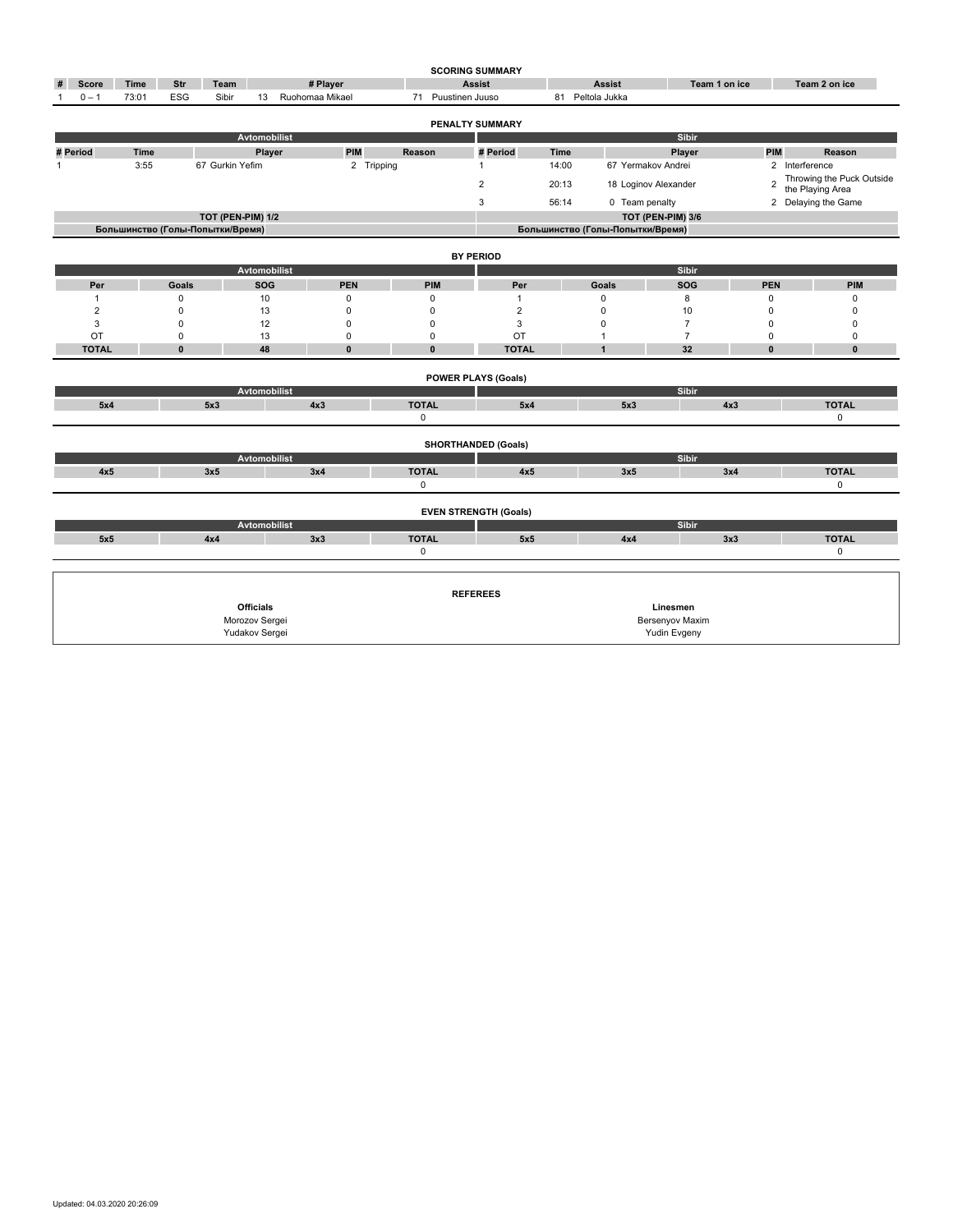## SCORING SUMMARY

| # | Score | Time | Str | Team | # Player | Assist | Assist | Team 1 on ice | Team 2 on ice |
|---|---|---|---|---|---|---|---|---|---|
| 1 | 0 – 1 | 73:01 | ESG | Sibir | 13 Ruohomaa Mikael | 71 Puustinen Juuso | 81 Peltola Jukka | | |

## PENALTY SUMMARY

| Avtomobilist | | | | | Sibir | | | | |
|---|---|---|---|---|---|---|---|---|---|
| # Period | Time | Player | PIM | Reason | # Period | Time | Player | PIM | Reason |
| 1 | 3:55 | 67 Gurkin Yefim | 2 | Tripping | 1 | 14:00 | 67 Yermakov Andrei | 2 | Interference |
| | | | | | 2 | 20:13 | 18 Loginov Alexander | 2 | Throwing the Puck Outside the Playing Area |
| | | | | | 3 | 56:14 | 0 Team penalty | 2 | Delaying the Game |
| TOT (PEN-PIM) 1/2 | | | | | TOT (PEN-PIM) 3/6 | | | | |
| Большинство (Голы-Попытки/Время) | | | | | Большинство (Голы-Попытки/Время) | | | | |

## BY PERIOD

| Avtomobilist | | | | | Sibir | | | | |
|---|---|---|---|---|---|---|---|---|---|
| Per | Goals | SOG | PEN | PIM | Per | Goals | SOG | PEN | PIM |
| 1 | 0 | 10 | 0 | 0 | 1 | 0 | 8 | 0 | 0 |
| 2 | 0 | 13 | 0 | 0 | 2 | 0 | 10 | 0 | 0 |
| 3 | 0 | 12 | 0 | 0 | 3 | 0 | 7 | 0 | 0 |
| OT | 0 | 13 | 0 | 0 | OT | 1 | 7 | 0 | 0 |
| **TOTAL** | **0** | **48** | **0** | **0** | **TOTAL** | **1** | **32** | **0** | **0** |

## POWER PLAYS (Goals)

| Avtomobilist | | | | Sibir | | | |
|---|---|---|---|---|---|---|---|
| 5x4 | 5x3 | 4x3 | TOTAL | 5x4 | 5x3 | 4x3 | TOTAL |
| | | | 0 | | | | 0 |

## SHORTHANDED (Goals)

| Avtomobilist | | | | Sibir | | | |
|---|---|---|---|---|---|---|---|
| 4x5 | 3x5 | 3x4 | TOTAL | 4x5 | 3x5 | 3x4 | TOTAL |
| | | | 0 | | | | 0 |

## EVEN STRENGTH (Goals)

| Avtomobilist | | | | Sibir | | | |
|---|---|---|---|---|---|---|---|
| 5x5 | 4x4 | 3x3 | TOTAL | 5x5 | 4x4 | 3x3 | TOTAL |
| | | | 0 | | | | 0 |

## REFEREES

| Officials | Linesmen |
|---|---|
| Morozov Sergei | Bersenyov Maxim |
| Yudakov Sergei | Yudin Evgeny |

Updated: 04.03.2020 20:26:09